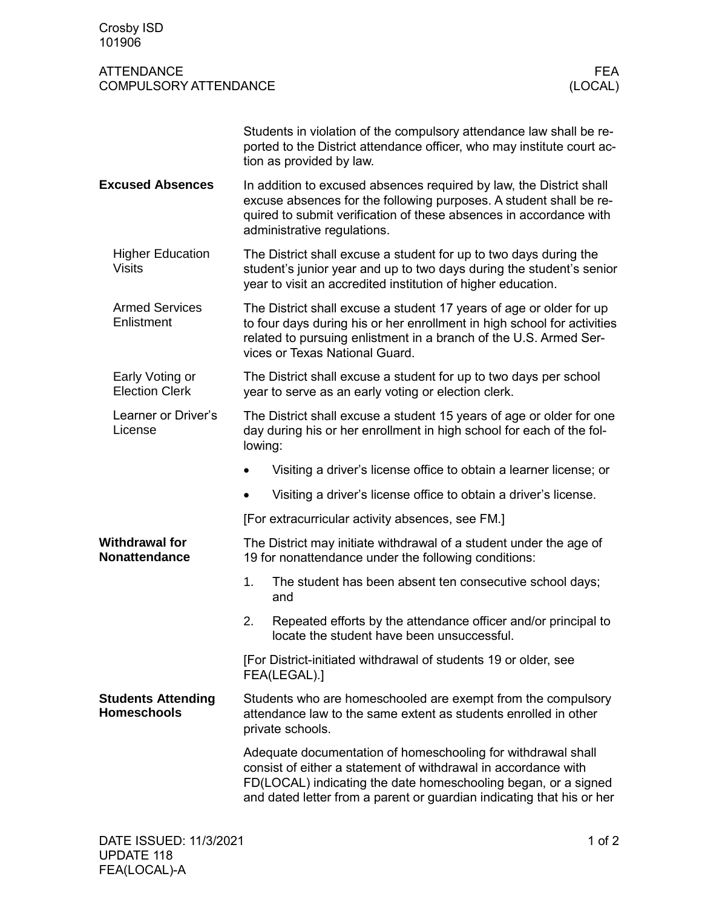Students in violation of the compulsory attendance law shall be reported to the District attendance officer, who may institute court action as provided by law.

## Excused Absences

In addition to excused absences required by law, the District shall excuse absences for the following purposes. A student shall be required to submit verification of these absences in accordance with administrative regulations.

### Higher Education Visits

The District shall excuse a student for up to two days during the student's junior year and up to two days during the student's senior year to visit an accredited institution of higher education.

### Armed Services Enlistment

The District shall excuse a student 17 years of age or older for up to four days during his or her enrollment in high school for activities related to pursuing enlistment in a branch of the U.S. Armed Services or Texas National Guard.

### Early Voting or Election Clerk

The District shall excuse a student for up to two days per school year to serve as an early voting or election clerk.

### Learner or Driver's License

The District shall excuse a student 15 years of age or older for one day during his or her enrollment in high school for each of the following:

- Visiting a driver's license office to obtain a learner license; or
- Visiting a driver's license office to obtain a driver's license.

[For extracurricular activity absences, see FM.]

## Withdrawal for Nonattendance

The District may initiate withdrawal of a student under the age of 19 for nonattendance under the following conditions:

1. The student has been absent ten consecutive school days; and
2. Repeated efforts by the attendance officer and/or principal to locate the student have been unsuccessful.

[For District-initiated withdrawal of students 19 or older, see FEA(LEGAL).]

## Students Attending Homeschools

Students who are homeschooled are exempt from the compulsory attendance law to the same extent as students enrolled in other private schools.

Adequate documentation of homeschooling for withdrawal shall consist of either a statement of withdrawal in accordance with FD(LOCAL) indicating the date homeschooling began, or a signed and dated letter from a parent or guardian indicating that his or her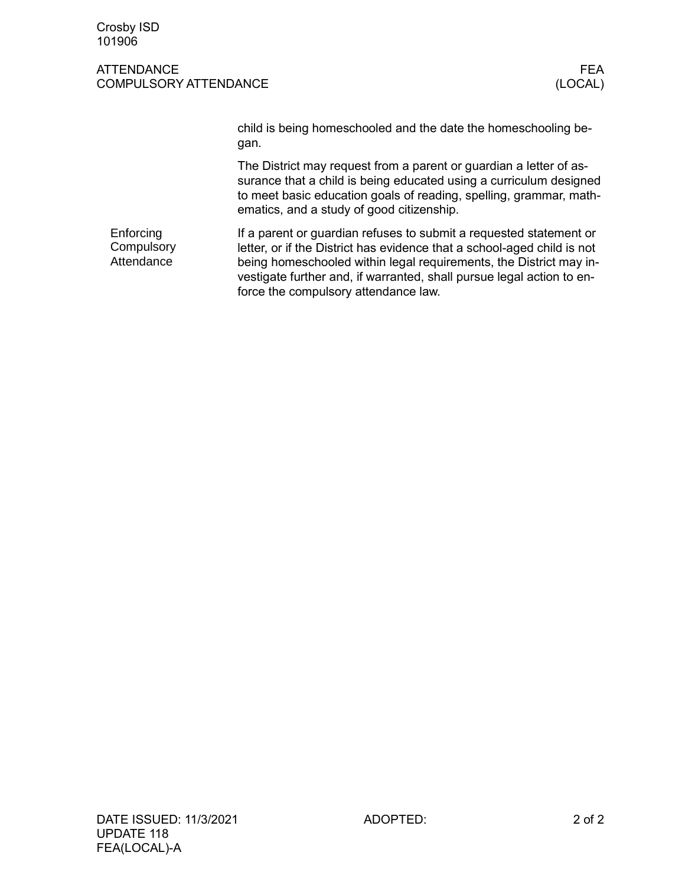child is being homeschooled and the date the homeschooling began.

The District may request from a parent or guardian a letter of assurance that a child is being educated using a curriculum designed to meet basic education goals of reading, spelling, grammar, mathematics, and a study of good citizenship.

**Enforcing Compulsory Attendance**

If a parent or guardian refuses to submit a requested statement or letter, or if the District has evidence that a school-aged child is not being homeschooled within legal requirements, the District may investigate further and, if warranted, shall pursue legal action to enforce the compulsory attendance law.